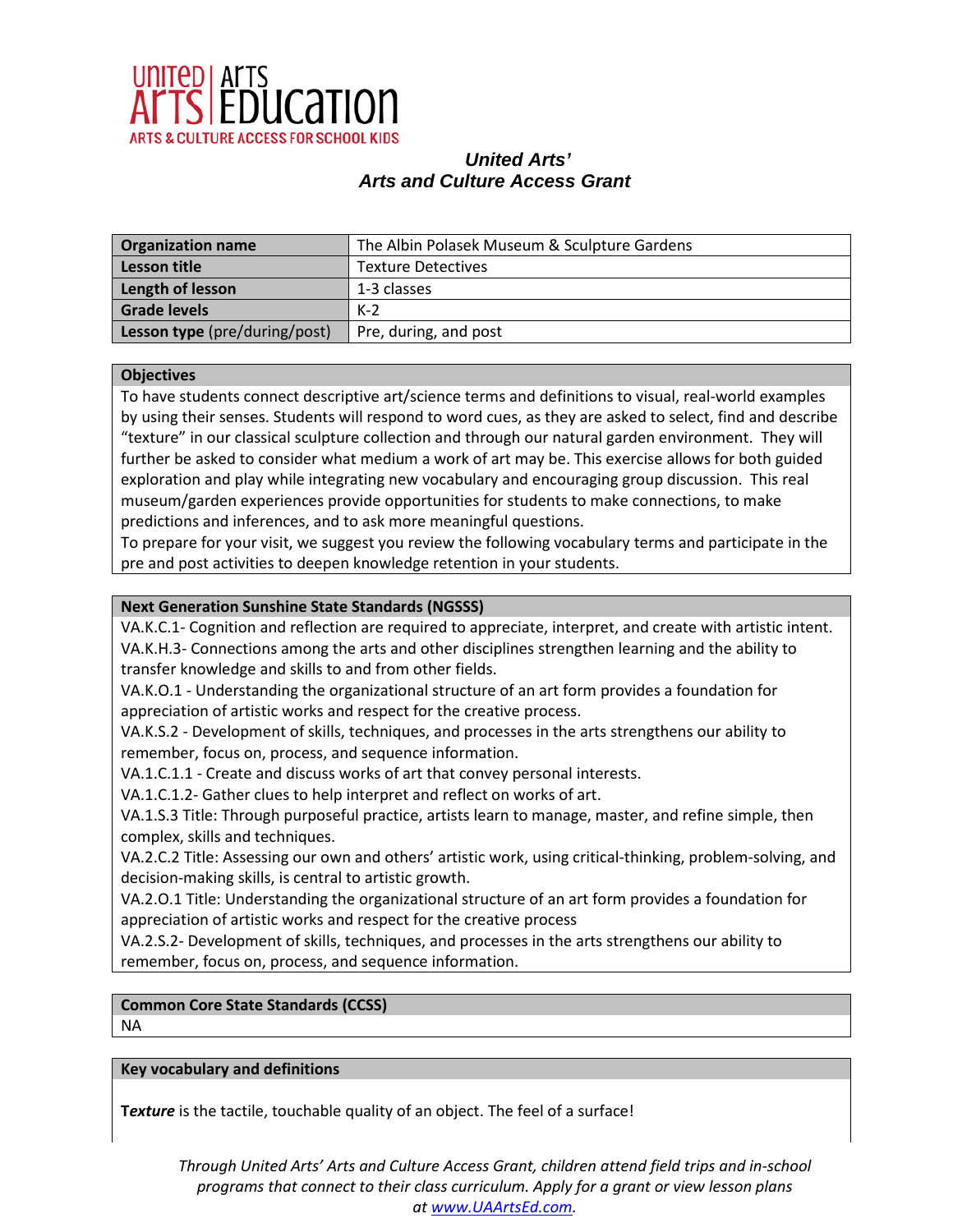UNITED ARTS | ARTS EDUCATION
ARTS & CULTURE ACCESS FOR SCHOOL KIDS

## *United Arts'*
## *Arts and Culture Access Grant*

| | |
|---|---|
| **Organization name** | The Albin Polasek Museum & Sculpture Gardens |
| **Lesson title** | Texture Detectives |
| **Length of lesson** | 1-3 classes |
| **Grade levels** | K-2 |
| **Lesson type** (pre/during/post) | Pre, during, and post |

| **Objectives** |
|---|
| To have students connect descriptive art/science terms and definitions to visual, real-world examples by using their senses. Students will respond to word cues, as they are asked to select, find and describe "texture" in our classical sculpture collection and through our natural garden environment. They will further be asked to consider what medium a work of art may be. This exercise allows for both guided exploration and play while integrating new vocabulary and encouraging group discussion. This real museum/garden experiences provide opportunities for students to make connections, to make predictions and inferences, and to ask more meaningful questions. To prepare for your visit, we suggest you review the following vocabulary terms and participate in the pre and post activities to deepen knowledge retention in your students. |

| **Next Generation Sunshine State Standards (NGSSS)** |
|---|
| VA.K.C.1- Cognition and reflection are required to appreciate, interpret, and create with artistic intent.<br>VA.K.H.3- Connections among the arts and other disciplines strengthen learning and the ability to transfer knowledge and skills to and from other fields.<br>VA.K.O.1 - Understanding the organizational structure of an art form provides a foundation for appreciation of artistic works and respect for the creative process.<br>VA.K.S.2 - Development of skills, techniques, and processes in the arts strengthens our ability to remember, focus on, process, and sequence information.<br>VA.1.C.1.1 - Create and discuss works of art that convey personal interests.<br>VA.1.C.1.2- Gather clues to help interpret and reflect on works of art.<br>VA.1.S.3 Title: Through purposeful practice, artists learn to manage, master, and refine simple, then complex, skills and techniques.<br>VA.2.C.2 Title: Assessing our own and others' artistic work, using critical-thinking, problem-solving, and decision-making skills, is central to artistic growth.<br>VA.2.O.1 Title: Understanding the organizational structure of an art form provides a foundation for appreciation of artistic works and respect for the creative process<br>VA.2.S.2- Development of skills, techniques, and processes in the arts strengthens our ability to remember, focus on, process, and sequence information. |

| **Common Core State Standards (CCSS)** |
|---|
| NA |

| **Key vocabulary and definitions** |
|---|
| ***Texture*** is the tactile, touchable quality of an object. The feel of a surface! |

*Through United Arts' Arts and Culture Access Grant, children attend field trips and in-school programs that connect to their class curriculum. Apply for a grant or view lesson plans at www.UAArtsEd.com.*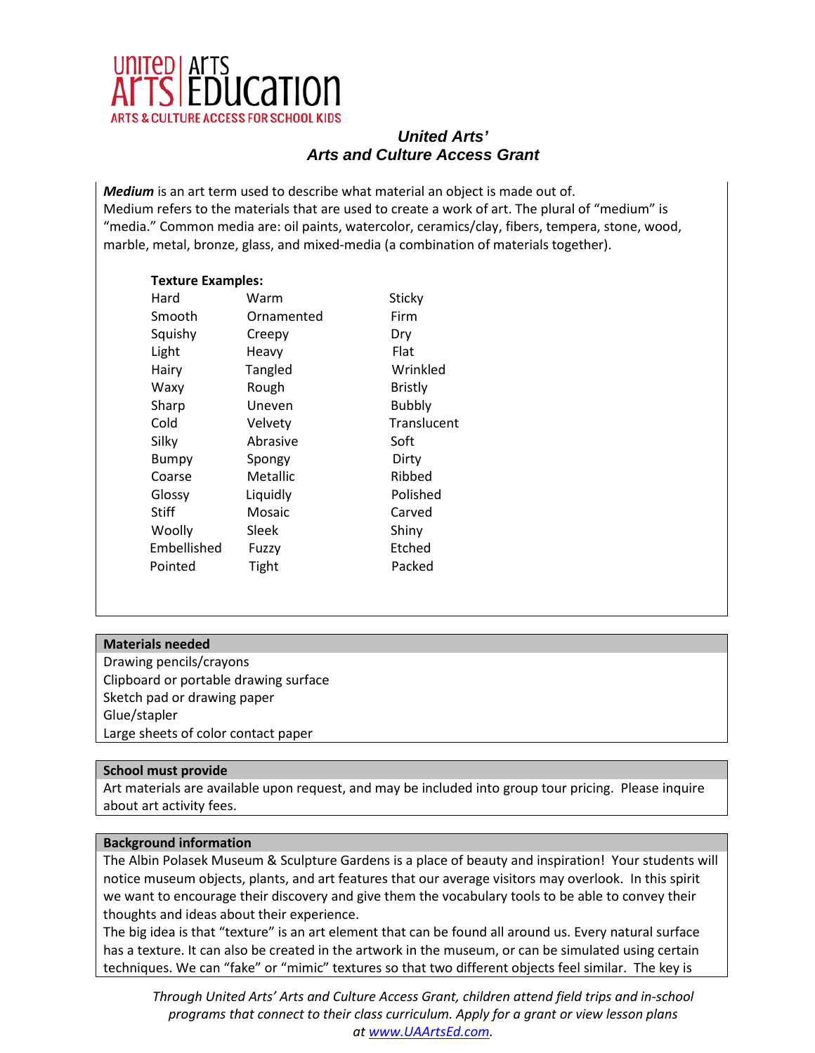**United Arts'**
**Arts and Culture Access Grant**

***Medium*** is an art term used to describe what material an object is made out of.
Medium refers to the materials that are used to create a work of art. The plural of "medium" is "media." Common media are: oil paints, watercolor, ceramics/clay, fibers, tempera, stone, wood, marble, metal, bronze, glass, and mixed-media (a combination of materials together).

**Texture Examples:**

| | | |
|---|---|---|
| Hard | Warm | Sticky |
| Smooth | Ornamented | Firm |
| Squishy | Creepy | Dry |
| Light | Heavy | Flat |
| Hairy | Tangled | Wrinkled |
| Waxy | Rough | Bristly |
| Sharp | Uneven | Bubbly |
| Cold | Velvety | Translucent |
| Silky | Abrasive | Soft |
| Bumpy | Spongy | Dirty |
| Coarse | Metallic | Ribbed |
| Glossy | Liquidly | Polished |
| Stiff | Mosaic | Carved |
| Woolly | Sleek | Shiny |
| Embellished | Fuzzy | Etched |
| Pointed | Tight | Packed |

**Materials needed**

Drawing pencils/crayons
Clipboard or portable drawing surface
Sketch pad or drawing paper
Glue/stapler
Large sheets of color contact paper

**School must provide**

Art materials are available upon request, and may be included into group tour pricing. Please inquire about art activity fees.

**Background information**

The Albin Polasek Museum & Sculpture Gardens is a place of beauty and inspiration! Your students will notice museum objects, plants, and art features that our average visitors may overlook. In this spirit we want to encourage their discovery and give them the vocabulary tools to be able to convey their thoughts and ideas about their experience.

The big idea is that "texture" is an art element that can be found all around us. Every natural surface has a texture. It can also be created in the artwork in the museum, or can be simulated using certain techniques. We can "fake" or "mimic" textures so that two different objects feel similar. The key is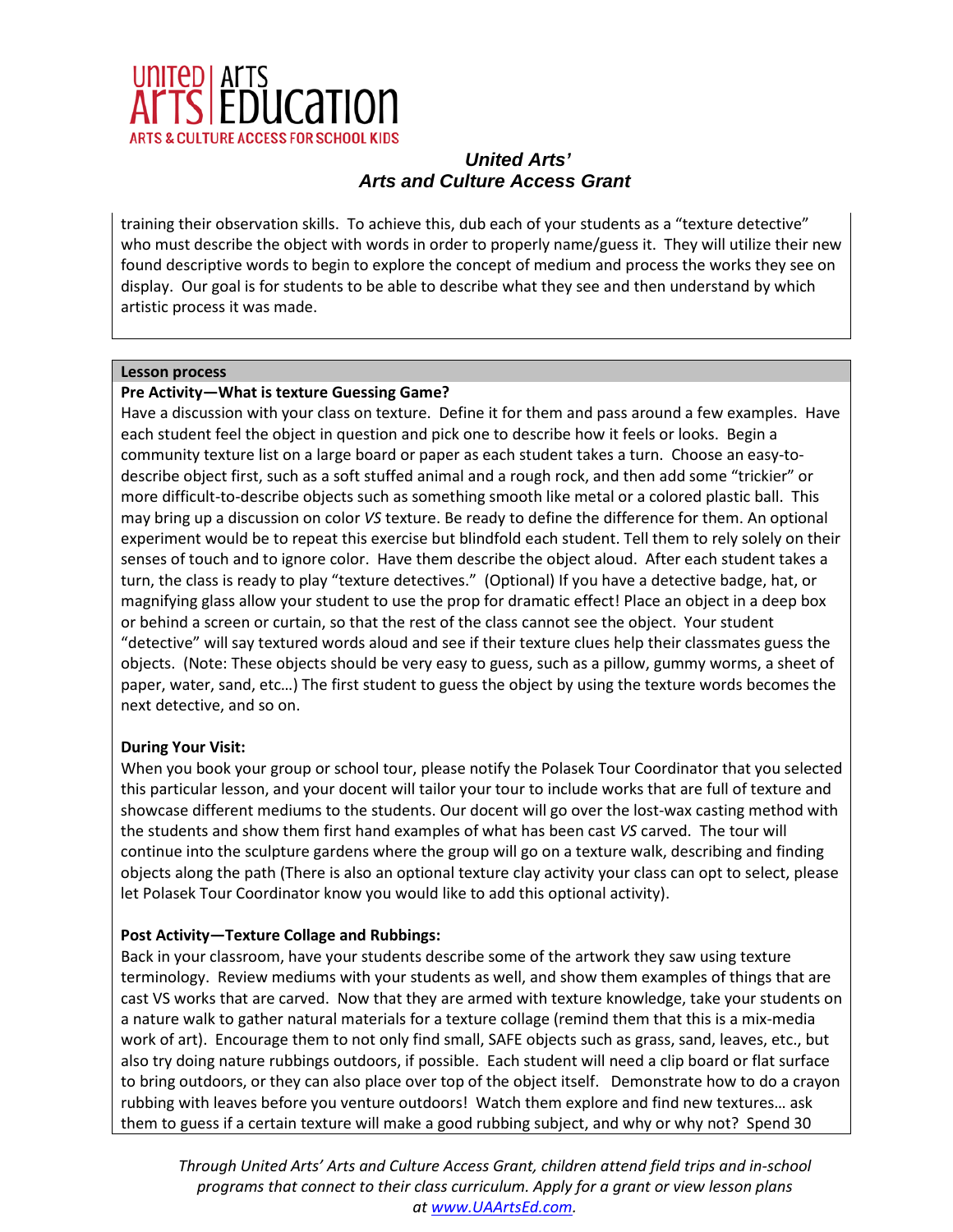training their observation skills. To achieve this, dub each of your students as a "texture detective" who must describe the object with words in order to properly name/guess it. They will utilize their new found descriptive words to begin to explore the concept of medium and process the works they see on display. Our goal is for students to be able to describe what they see and then understand by which artistic process it was made.

**Lesson process**

**Pre Activity—What is texture Guessing Game?**

Have a discussion with your class on texture. Define it for them and pass around a few examples. Have each student feel the object in question and pick one to describe how it feels or looks. Begin a community texture list on a large board or paper as each student takes a turn. Choose an easy-to-describe object first, such as a soft stuffed animal and a rough rock, and then add some "trickier" or more difficult-to-describe objects such as something smooth like metal or a colored plastic ball. This may bring up a discussion on color *VS* texture. Be ready to define the difference for them. An optional experiment would be to repeat this exercise but blindfold each student. Tell them to rely solely on their senses of touch and to ignore color. Have them describe the object aloud. After each student takes a turn, the class is ready to play "texture detectives." (Optional) If you have a detective badge, hat, or magnifying glass allow your student to use the prop for dramatic effect! Place an object in a deep box or behind a screen or curtain, so that the rest of the class cannot see the object. Your student "detective" will say textured words aloud and see if their texture clues help their classmates guess the objects. (Note: These objects should be very easy to guess, such as a pillow, gummy worms, a sheet of paper, water, sand, etc…) The first student to guess the object by using the texture words becomes the next detective, and so on.

**During Your Visit:**

When you book your group or school tour, please notify the Polasek Tour Coordinator that you selected this particular lesson, and your docent will tailor your tour to include works that are full of texture and showcase different mediums to the students. Our docent will go over the lost-wax casting method with the students and show them first hand examples of what has been cast *VS* carved. The tour will continue into the sculpture gardens where the group will go on a texture walk, describing and finding objects along the path (There is also an optional texture clay activity your class can opt to select, please let Polasek Tour Coordinator know you would like to add this optional activity).

**Post Activity—Texture Collage and Rubbings:**

Back in your classroom, have your students describe some of the artwork they saw using texture terminology. Review mediums with your students as well, and show them examples of things that are cast VS works that are carved. Now that they are armed with texture knowledge, take your students on a nature walk to gather natural materials for a texture collage (remind them that this is a mix-media work of art). Encourage them to not only find small, SAFE objects such as grass, sand, leaves, etc., but also try doing nature rubbings outdoors, if possible. Each student will need a clip board or flat surface to bring outdoors, or they can also place over top of the object itself. Demonstrate how to do a crayon rubbing with leaves before you venture outdoors! Watch them explore and find new textures… ask them to guess if a certain texture will make a good rubbing subject, and why or why not? Spend 30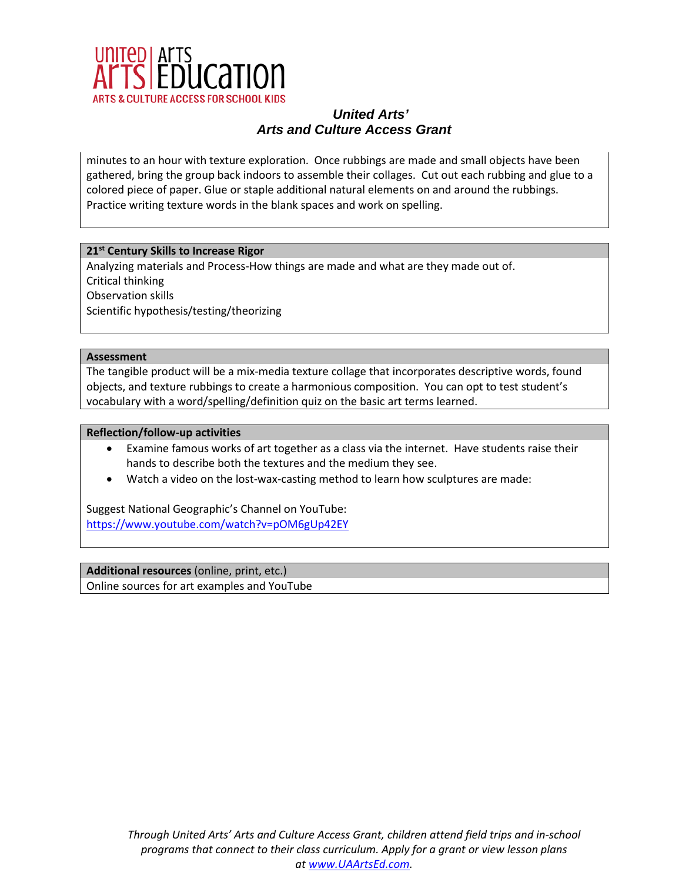minutes to an hour with texture exploration. Once rubbings are made and small objects have been gathered, bring the group back indoors to assemble their collages. Cut out each rubbing and glue to a colored piece of paper. Glue or staple additional natural elements on and around the rubbings. Practice writing texture words in the blank spaces and work on spelling.

### 21st Century Skills to Increase Rigor

Analyzing materials and Process-How things are made and what are they made out of.
Critical thinking
Observation skills
Scientific hypothesis/testing/theorizing

### Assessment

The tangible product will be a mix-media texture collage that incorporates descriptive words, found objects, and texture rubbings to create a harmonious composition. You can opt to test student's vocabulary with a word/spelling/definition quiz on the basic art terms learned.

### Reflection/follow-up activities

- Examine famous works of art together as a class via the internet. Have students raise their hands to describe both the textures and the medium they see.
- Watch a video on the lost-wax-casting method to learn how sculptures are made:

Suggest National Geographic's Channel on YouTube:
https://www.youtube.com/watch?v=pOM6gUp42EY

### Additional resources (online, print, etc.)

Online sources for art examples and YouTube